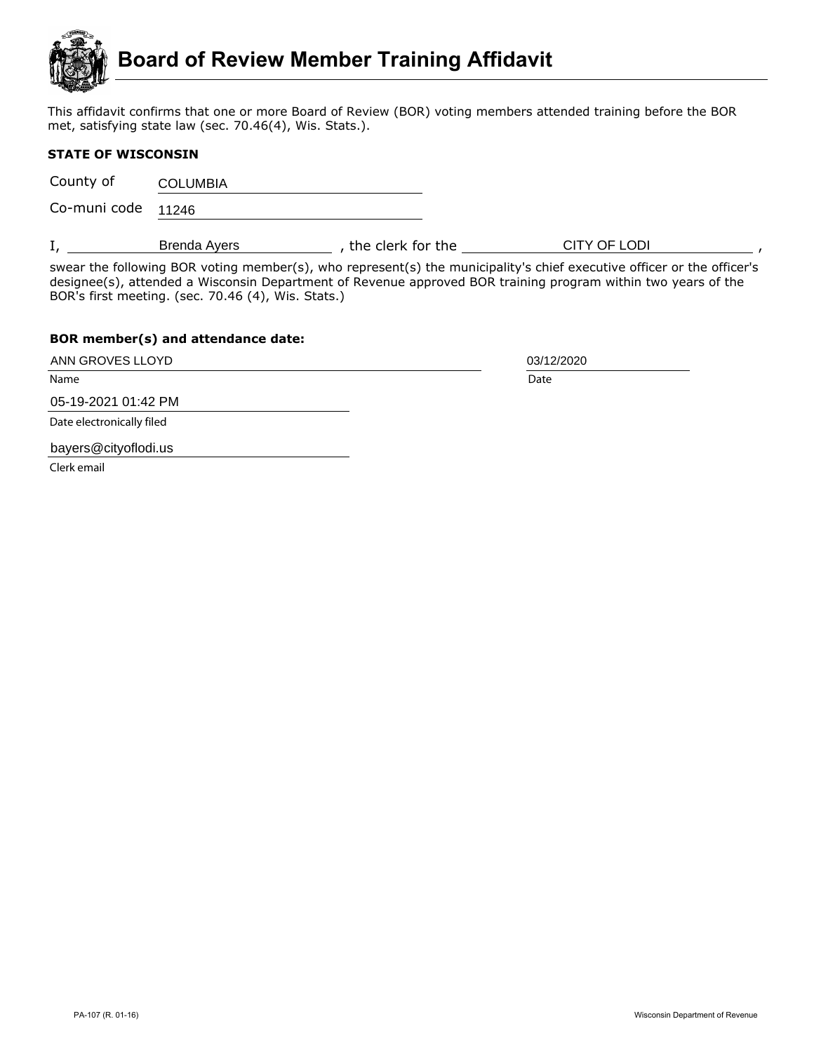# Board of Review Member Training Affidavit

This affidavit confirms that one or more Board of Review (BOR) voting members attended training before the BOR met, satisfying state law (sec. 70.46(4), Wis. Stats.).

**STATE OF WISCONSIN**

County of COLUMBIA

Co-muni code 11246

I, Brenda Ayers, the clerk for the CITY OF LODI,

swear the following BOR voting member(s), who represent(s) the municipality's chief executive officer or the officer's designee(s), attended a Wisconsin Department of Revenue approved BOR training program within two years of the BOR's first meeting. (sec. 70.46 (4), Wis. Stats.)

**BOR member(s) and attendance date:**

| Name | Date |
|---|---|
| ANN GROVES LLOYD | 03/12/2020 |

Date electronically filed: 05-19-2021 01:42 PM

Clerk email: bayers@cityoflodi.us

PA-107 (R. 01-16)

Wisconsin Department of Revenue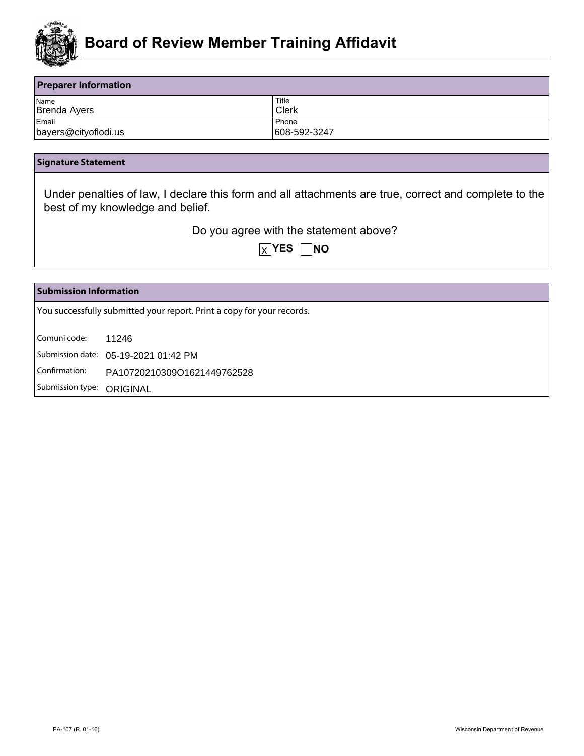# Board of Review Member Training Affidavit

| Preparer Information | |
|---|---|
| Name<br>Brenda Ayers | Title<br>Clerk |
| Email<br>bayers@cityoflodi.us | Phone<br>608-592-3247 |

## Signature Statement

Under penalties of law, I declare this form and all attachments are true, correct and complete to the best of my knowledge and belief.

Do you agree with the statement above?

[X] **YES** [ ] **NO**

## Submission Information

You successfully submitted your report. Print a copy for your records.

| | |
|---|---|
| Comuni code: | 11246 |
| Submission date: | 05-19-2021 01:42 PM |
| Confirmation: | PA10720210309O1621449762528 |
| Submission type: | ORIGINAL |

PA-107 (R. 01-16) Wisconsin Department of Revenue